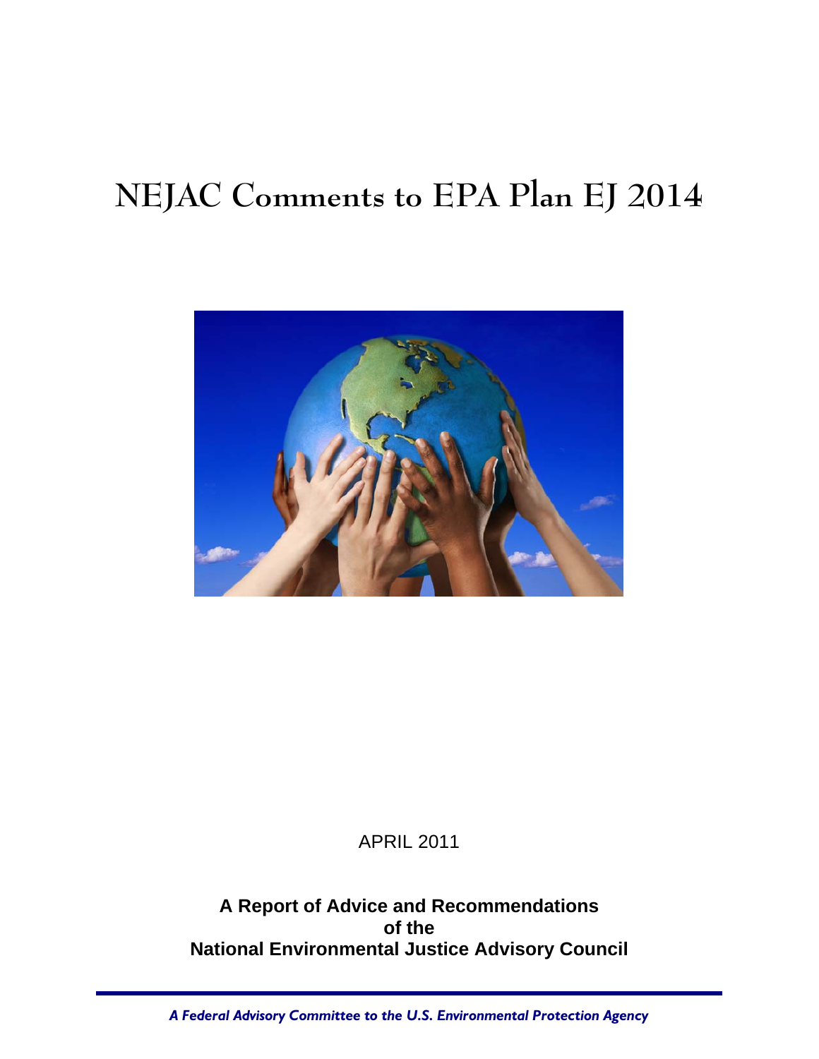# NEJAC Comments to EPA Plan EJ 2014

APRIL 2011

**A Report of Advice and Recommendations of the National Environmental Justice Advisory Council**

*A Federal Advisory Committee to the U.S. Environmental Protection Agency*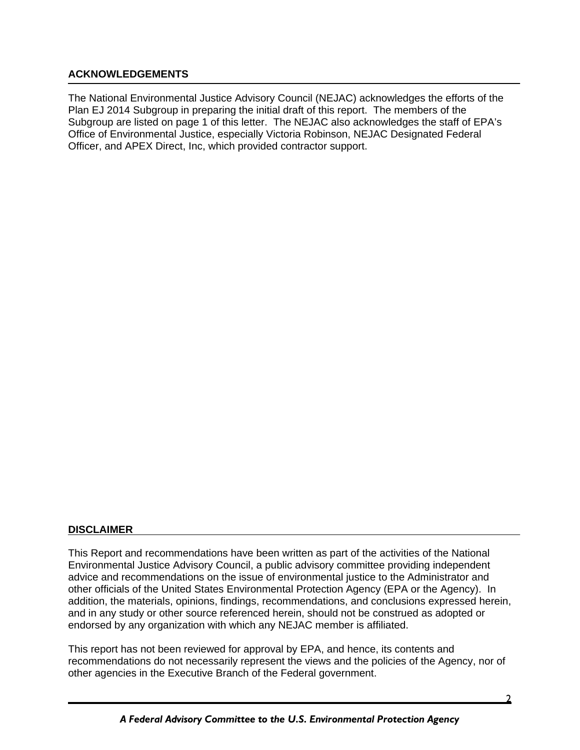## ACKNOWLEDGEMENTS

The National Environmental Justice Advisory Council (NEJAC) acknowledges the efforts of the Plan EJ 2014 Subgroup in preparing the initial draft of this report. The members of the Subgroup are listed on page 1 of this letter. The NEJAC also acknowledges the staff of EPA's Office of Environmental Justice, especially Victoria Robinson, NEJAC Designated Federal Officer, and APEX Direct, Inc, which provided contractor support.

## DISCLAIMER

This Report and recommendations have been written as part of the activities of the National Environmental Justice Advisory Council, a public advisory committee providing independent advice and recommendations on the issue of environmental justice to the Administrator and other officials of the United States Environmental Protection Agency (EPA or the Agency). In addition, the materials, opinions, findings, recommendations, and conclusions expressed herein, and in any study or other source referenced herein, should not be construed as adopted or endorsed by any organization with which any NEJAC member is affiliated.

This report has not been reviewed for approval by EPA, and hence, its contents and recommendations do not necessarily represent the views and the policies of the Agency, nor of other agencies in the Executive Branch of the Federal government.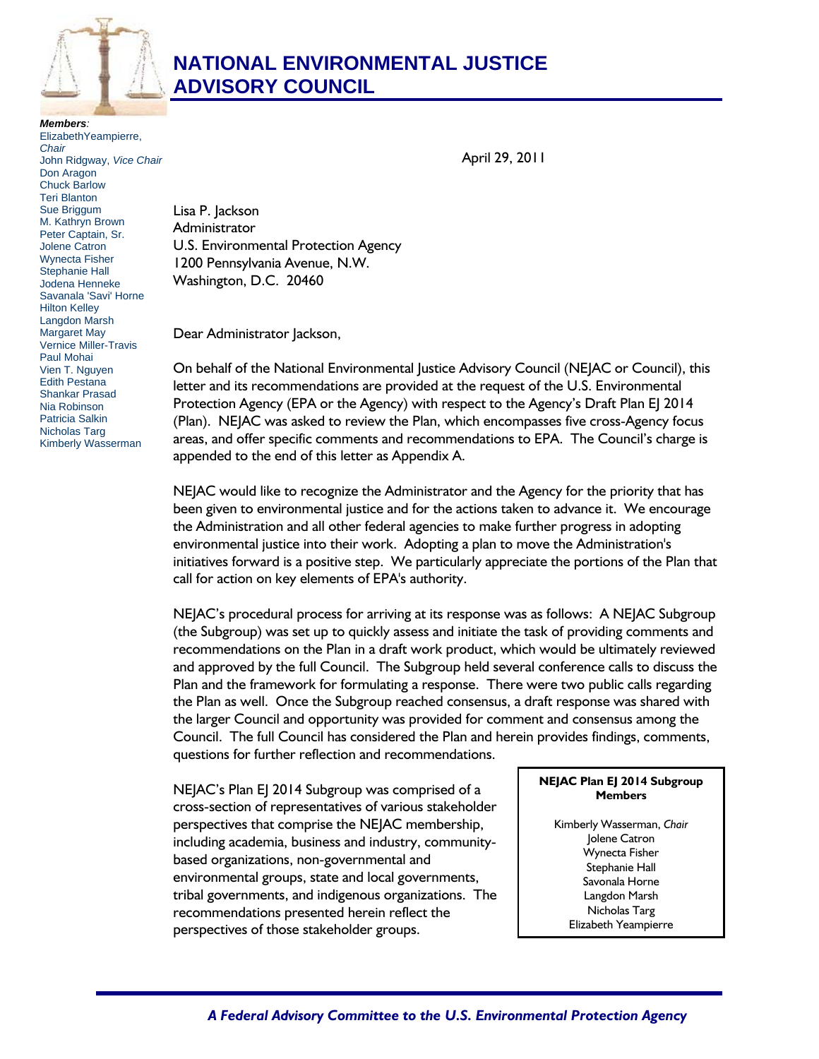# NATIONAL ENVIRONMENTAL JUSTICE ADVISORY COUNCIL

***Members:***
ElizabethYeampierre, *Chair*
John Ridgway, *Vice Chair*
Don Aragon
Chuck Barlow
Teri Blanton
Sue Briggum
M. Kathryn Brown
Peter Captain, Sr.
Jolene Catron
Wynecta Fisher
Stephanie Hall
Jodena Henneke
Savanala 'Savi' Horne
Hilton Kelley
Langdon Marsh
Margaret May
Vernice Miller-Travis
Paul Mohai
Vien T. Nguyen
Edith Pestana
Shankar Prasad
Nia Robinson
Patricia Salkin
Nicholas Targ
Kimberly Wasserman

April 29, 2011

Lisa P. Jackson
Administrator
U.S. Environmental Protection Agency
1200 Pennsylvania Avenue, N.W.
Washington, D.C. 20460

Dear Administrator Jackson,

On behalf of the National Environmental Justice Advisory Council (NEJAC or Council), this letter and its recommendations are provided at the request of the U.S. Environmental Protection Agency (EPA or the Agency) with respect to the Agency's Draft Plan EJ 2014 (Plan). NEJAC was asked to review the Plan, which encompasses five cross-Agency focus areas, and offer specific comments and recommendations to EPA. The Council's charge is appended to the end of this letter as Appendix A.

NEJAC would like to recognize the Administrator and the Agency for the priority that has been given to environmental justice and for the actions taken to advance it. We encourage the Administration and all other federal agencies to make further progress in adopting environmental justice into their work. Adopting a plan to move the Administration's initiatives forward is a positive step. We particularly appreciate the portions of the Plan that call for action on key elements of EPA's authority.

NEJAC's procedural process for arriving at its response was as follows: A NEJAC Subgroup (the Subgroup) was set up to quickly assess and initiate the task of providing comments and recommendations on the Plan in a draft work product, which would be ultimately reviewed and approved by the full Council. The Subgroup held several conference calls to discuss the Plan and the framework for formulating a response. There were two public calls regarding the Plan as well. Once the Subgroup reached consensus, a draft response was shared with the larger Council and opportunity was provided for comment and consensus among the Council. The full Council has considered the Plan and herein provides findings, comments, questions for further reflection and recommendations.

NEJAC's Plan EJ 2014 Subgroup was comprised of a cross-section of representatives of various stakeholder perspectives that comprise the NEJAC membership, including academia, business and industry, community-based organizations, non-governmental and environmental groups, state and local governments, tribal governments, and indigenous organizations. The recommendations presented herein reflect the perspectives of those stakeholder groups.

**NEJAC Plan EJ 2014 Subgroup Members**

Kimberly Wasserman, *Chair*
Jolene Catron
Wynecta Fisher
Stephanie Hall
Savonala Horne
Langdon Marsh
Nicholas Targ
Elizabeth Yeampierre

***A Federal Advisory Committee to the U.S. Environmental Protection Agency***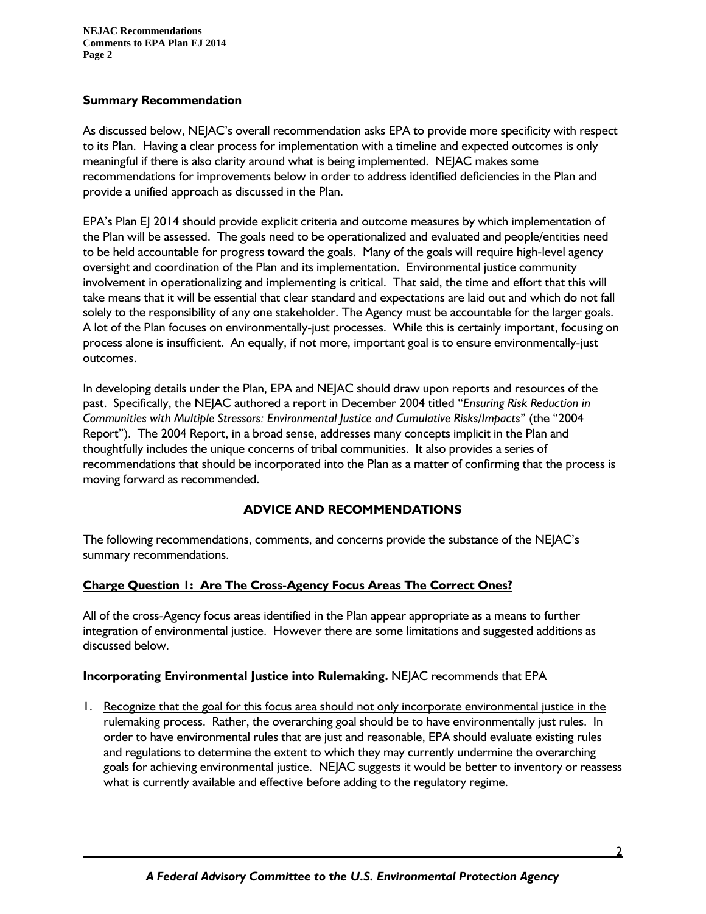### Summary Recommendation

As discussed below, NEJAC's overall recommendation asks EPA to provide more specificity with respect to its Plan. Having a clear process for implementation with a timeline and expected outcomes is only meaningful if there is also clarity around what is being implemented. NEJAC makes some recommendations for improvements below in order to address identified deficiencies in the Plan and provide a unified approach as discussed in the Plan.

EPA's Plan EJ 2014 should provide explicit criteria and outcome measures by which implementation of the Plan will be assessed. The goals need to be operationalized and evaluated and people/entities need to be held accountable for progress toward the goals. Many of the goals will require high-level agency oversight and coordination of the Plan and its implementation. Environmental justice community involvement in operationalizing and implementing is critical. That said, the time and effort that this will take means that it will be essential that clear standard and expectations are laid out and which do not fall solely to the responsibility of any one stakeholder. The Agency must be accountable for the larger goals. A lot of the Plan focuses on environmentally-just processes. While this is certainly important, focusing on process alone is insufficient. An equally, if not more, important goal is to ensure environmentally-just outcomes.

In developing details under the Plan, EPA and NEJAC should draw upon reports and resources of the past. Specifically, the NEJAC authored a report in December 2004 titled "*Ensuring Risk Reduction in Communities with Multiple Stressors: Environmental Justice and Cumulative Risks/Impacts*" (the "2004 Report"). The 2004 Report, in a broad sense, addresses many concepts implicit in the Plan and thoughtfully includes the unique concerns of tribal communities. It also provides a series of recommendations that should be incorporated into the Plan as a matter of confirming that the process is moving forward as recommended.

## ADVICE AND RECOMMENDATIONS

The following recommendations, comments, and concerns provide the substance of the NEJAC's summary recommendations.

### Charge Question 1: Are The Cross-Agency Focus Areas The Correct Ones?

All of the cross-Agency focus areas identified in the Plan appear appropriate as a means to further integration of environmental justice. However there are some limitations and suggested additions as discussed below.

**Incorporating Environmental Justice into Rulemaking.** NEJAC recommends that EPA

1. Recognize that the goal for this focus area should not only incorporate environmental justice in the rulemaking process. Rather, the overarching goal should be to have environmentally just rules. In order to have environmental rules that are just and reasonable, EPA should evaluate existing rules and regulations to determine the extent to which they may currently undermine the overarching goals for achieving environmental justice. NEJAC suggests it would be better to inventory or reassess what is currently available and effective before adding to the regulatory regime.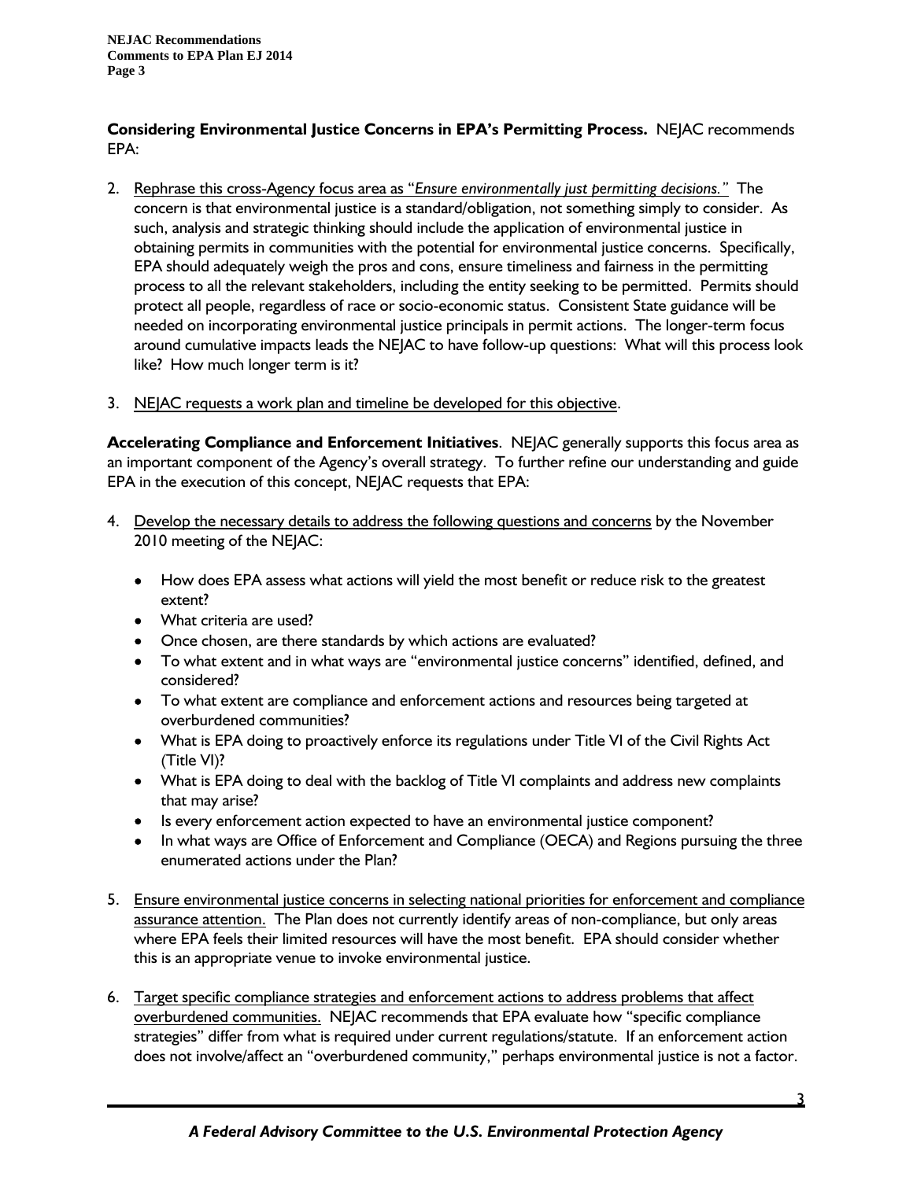**Considering Environmental Justice Concerns in EPA's Permitting Process.** NEJAC recommends EPA:

2. Rephrase this cross-Agency focus area as "*Ensure environmentally just permitting decisions.*" The concern is that environmental justice is a standard/obligation, not something simply to consider. As such, analysis and strategic thinking should include the application of environmental justice in obtaining permits in communities with the potential for environmental justice concerns. Specifically, EPA should adequately weigh the pros and cons, ensure timeliness and fairness in the permitting process to all the relevant stakeholders, including the entity seeking to be permitted. Permits should protect all people, regardless of race or socio-economic status. Consistent State guidance will be needed on incorporating environmental justice principals in permit actions. The longer-term focus around cumulative impacts leads the NEJAC to have follow-up questions: What will this process look like? How much longer term is it?

3. NEJAC requests a work plan and timeline be developed for this objective.

**Accelerating Compliance and Enforcement Initiatives**. NEJAC generally supports this focus area as an important component of the Agency's overall strategy. To further refine our understanding and guide EPA in the execution of this concept, NEJAC requests that EPA:

4. Develop the necessary details to address the following questions and concerns by the November 2010 meeting of the NEJAC:

   - How does EPA assess what actions will yield the most benefit or reduce risk to the greatest extent?
   - What criteria are used?
   - Once chosen, are there standards by which actions are evaluated?
   - To what extent and in what ways are "environmental justice concerns" identified, defined, and considered?
   - To what extent are compliance and enforcement actions and resources being targeted at overburdened communities?
   - What is EPA doing to proactively enforce its regulations under Title VI of the Civil Rights Act (Title VI)?
   - What is EPA doing to deal with the backlog of Title VI complaints and address new complaints that may arise?
   - Is every enforcement action expected to have an environmental justice component?
   - In what ways are Office of Enforcement and Compliance (OECA) and Regions pursuing the three enumerated actions under the Plan?

5. Ensure environmental justice concerns in selecting national priorities for enforcement and compliance assurance attention. The Plan does not currently identify areas of non-compliance, but only areas where EPA feels their limited resources will have the most benefit. EPA should consider whether this is an appropriate venue to invoke environmental justice.

6. Target specific compliance strategies and enforcement actions to address problems that affect overburdened communities. NEJAC recommends that EPA evaluate how "specific compliance strategies" differ from what is required under current regulations/statute. If an enforcement action does not involve/affect an "overburdened community," perhaps environmental justice is not a factor.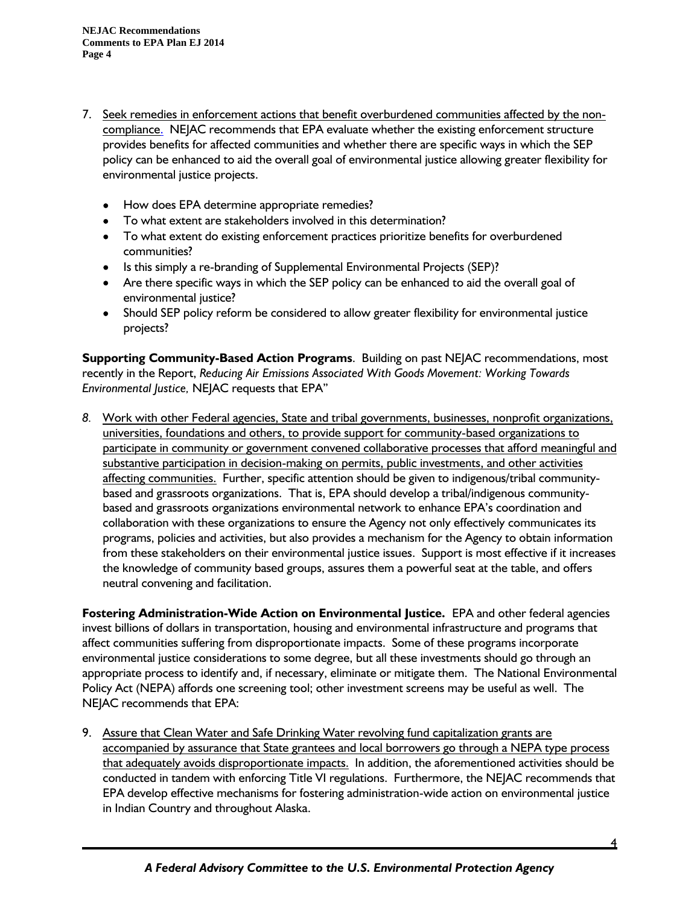7. Seek remedies in enforcement actions that benefit overburdened communities affected by the non-compliance. NEJAC recommends that EPA evaluate whether the existing enforcement structure provides benefits for affected communities and whether there are specific ways in which the SEP policy can be enhanced to aid the overall goal of environmental justice allowing greater flexibility for environmental justice projects.

   - How does EPA determine appropriate remedies?
   - To what extent are stakeholders involved in this determination?
   - To what extent do existing enforcement practices prioritize benefits for overburdened communities?
   - Is this simply a re-branding of Supplemental Environmental Projects (SEP)?
   - Are there specific ways in which the SEP policy can be enhanced to aid the overall goal of environmental justice?
   - Should SEP policy reform be considered to allow greater flexibility for environmental justice projects?

**Supporting Community-Based Action Programs**. Building on past NEJAC recommendations, most recently in the Report, *Reducing Air Emissions Associated With Goods Movement: Working Towards Environmental Justice,* NEJAC requests that EPA"

8. Work with other Federal agencies, State and tribal governments, businesses, nonprofit organizations, universities, foundations and others, to provide support for community-based organizations to participate in community or government convened collaborative processes that afford meaningful and substantive participation in decision-making on permits, public investments, and other activities affecting communities. Further, specific attention should be given to indigenous/tribal community-based and grassroots organizations. That is, EPA should develop a tribal/indigenous community-based and grassroots organizations environmental network to enhance EPA's coordination and collaboration with these organizations to ensure the Agency not only effectively communicates its programs, policies and activities, but also provides a mechanism for the Agency to obtain information from these stakeholders on their environmental justice issues. Support is most effective if it increases the knowledge of community based groups, assures them a powerful seat at the table, and offers neutral convening and facilitation.

**Fostering Administration-Wide Action on Environmental Justice.** EPA and other federal agencies invest billions of dollars in transportation, housing and environmental infrastructure and programs that affect communities suffering from disproportionate impacts. Some of these programs incorporate environmental justice considerations to some degree, but all these investments should go through an appropriate process to identify and, if necessary, eliminate or mitigate them. The National Environmental Policy Act (NEPA) affords one screening tool; other investment screens may be useful as well. The NEJAC recommends that EPA:

9. Assure that Clean Water and Safe Drinking Water revolving fund capitalization grants are accompanied by assurance that State grantees and local borrowers go through a NEPA type process that adequately avoids disproportionate impacts. In addition, the aforementioned activities should be conducted in tandem with enforcing Title VI regulations. Furthermore, the NEJAC recommends that EPA develop effective mechanisms for fostering administration-wide action on environmental justice in Indian Country and throughout Alaska.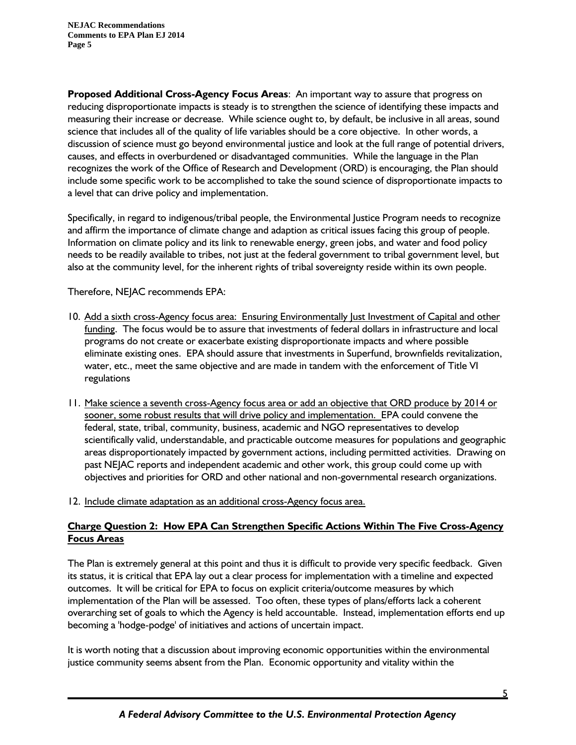**Proposed Additional Cross-Agency Focus Areas**: An important way to assure that progress on reducing disproportionate impacts is steady is to strengthen the science of identifying these impacts and measuring their increase or decrease. While science ought to, by default, be inclusive in all areas, sound science that includes all of the quality of life variables should be a core objective. In other words, a discussion of science must go beyond environmental justice and look at the full range of potential drivers, causes, and effects in overburdened or disadvantaged communities. While the language in the Plan recognizes the work of the Office of Research and Development (ORD) is encouraging, the Plan should include some specific work to be accomplished to take the sound science of disproportionate impacts to a level that can drive policy and implementation.

Specifically, in regard to indigenous/tribal people, the Environmental Justice Program needs to recognize and affirm the importance of climate change and adaption as critical issues facing this group of people. Information on climate policy and its link to renewable energy, green jobs, and water and food policy needs to be readily available to tribes, not just at the federal government to tribal government level, but also at the community level, for the inherent rights of tribal sovereignty reside within its own people.

Therefore, NEJAC recommends EPA:

10. <u>Add a sixth cross-Agency focus area: Ensuring Environmentally Just Investment of Capital and other funding</u>. The focus would be to assure that investments of federal dollars in infrastructure and local programs do not create or exacerbate existing disproportionate impacts and where possible eliminate existing ones. EPA should assure that investments in Superfund, brownfields revitalization, water, etc., meet the same objective and are made in tandem with the enforcement of Title VI regulations

11. <u>Make science a seventh cross-Agency focus area or add an objective that ORD produce by 2014 or sooner, some robust results that will drive policy and implementation.</u> EPA could convene the federal, state, tribal, community, business, academic and NGO representatives to develop scientifically valid, understandable, and practicable outcome measures for populations and geographic areas disproportionately impacted by government actions, including permitted activities. Drawing on past NEJAC reports and independent academic and other work, this group could come up with objectives and priorities for ORD and other national and non-governmental research organizations.

12. <u>Include climate adaptation as an additional cross-Agency focus area.</u>

## <u>Charge Question 2: How EPA Can Strengthen Specific Actions Within The Five Cross-Agency Focus Areas</u>

The Plan is extremely general at this point and thus it is difficult to provide very specific feedback. Given its status, it is critical that EPA lay out a clear process for implementation with a timeline and expected outcomes. It will be critical for EPA to focus on explicit criteria/outcome measures by which implementation of the Plan will be assessed. Too often, these types of plans/efforts lack a coherent overarching set of goals to which the Agency is held accountable. Instead, implementation efforts end up becoming a 'hodge-podge' of initiatives and actions of uncertain impact.

It is worth noting that a discussion about improving economic opportunities within the environmental justice community seems absent from the Plan. Economic opportunity and vitality within the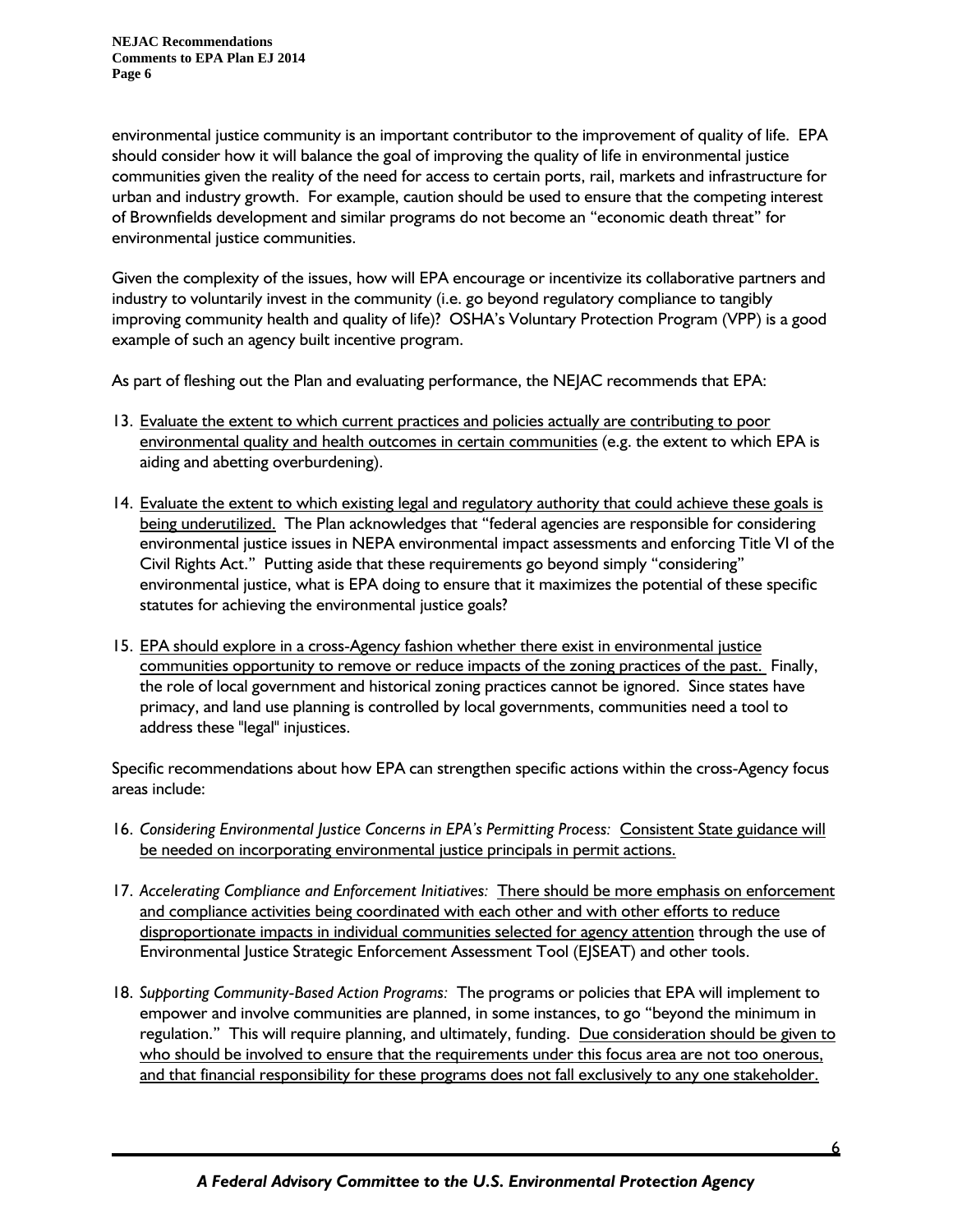environmental justice community is an important contributor to the improvement of quality of life. EPA should consider how it will balance the goal of improving the quality of life in environmental justice communities given the reality of the need for access to certain ports, rail, markets and infrastructure for urban and industry growth. For example, caution should be used to ensure that the competing interest of Brownfields development and similar programs do not become an "economic death threat" for environmental justice communities.

Given the complexity of the issues, how will EPA encourage or incentivize its collaborative partners and industry to voluntarily invest in the community (i.e. go beyond regulatory compliance to tangibly improving community health and quality of life)? OSHA's Voluntary Protection Program (VPP) is a good example of such an agency built incentive program.

As part of fleshing out the Plan and evaluating performance, the NEJAC recommends that EPA:

13. <u>Evaluate the extent to which current practices and policies actually are contributing to poor environmental quality and health outcomes in certain communities</u> (e.g. the extent to which EPA is aiding and abetting overburdening).

14. <u>Evaluate the extent to which existing legal and regulatory authority that could achieve these goals is being underutilized.</u> The Plan acknowledges that "federal agencies are responsible for considering environmental justice issues in NEPA environmental impact assessments and enforcing Title VI of the Civil Rights Act." Putting aside that these requirements go beyond simply "considering" environmental justice, what is EPA doing to ensure that it maximizes the potential of these specific statutes for achieving the environmental justice goals?

15. <u>EPA should explore in a cross-Agency fashion whether there exist in environmental justice communities opportunity to remove or reduce impacts of the zoning practices of the past.</u> Finally, the role of local government and historical zoning practices cannot be ignored. Since states have primacy, and land use planning is controlled by local governments, communities need a tool to address these "legal" injustices.

Specific recommendations about how EPA can strengthen specific actions within the cross-Agency focus areas include:

16. *Considering Environmental Justice Concerns in EPA's Permitting Process:* <u>Consistent State guidance will be needed on incorporating environmental justice principals in permit actions.</u>

17. *Accelerating Compliance and Enforcement Initiatives:* <u>There should be more emphasis on enforcement and compliance activities being coordinated with each other and with other efforts to reduce disproportionate impacts in individual communities selected for agency attention</u> through the use of Environmental Justice Strategic Enforcement Assessment Tool (EJSEAT) and other tools.

18. *Supporting Community-Based Action Programs:* The programs or policies that EPA will implement to empower and involve communities are planned, in some instances, to go "beyond the minimum in regulation." This will require planning, and ultimately, funding. <u>Due consideration should be given to who should be involved to ensure that the requirements under this focus area are not too onerous, and that financial responsibility for these programs does not fall exclusively to any one stakeholder.</u>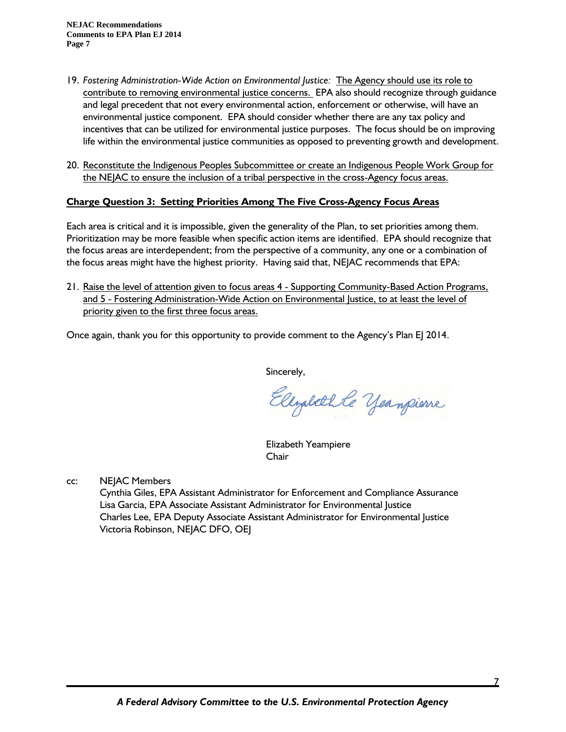19. *Fostering Administration-Wide Action on Environmental Justice:* The Agency should use its role to contribute to removing environmental justice concerns. EPA also should recognize through guidance and legal precedent that not every environmental action, enforcement or otherwise, will have an environmental justice component. EPA should consider whether there are any tax policy and incentives that can be utilized for environmental justice purposes. The focus should be on improving life within the environmental justice communities as opposed to preventing growth and development.

20. Reconstitute the Indigenous Peoples Subcommittee or create an Indigenous People Work Group for the NEJAC to ensure the inclusion of a tribal perspective in the cross-Agency focus areas.

**Charge Question 3: Setting Priorities Among The Five Cross-Agency Focus Areas**

Each area is critical and it is impossible, given the generality of the Plan, to set priorities among them. Prioritization may be more feasible when specific action items are identified. EPA should recognize that the focus areas are interdependent; from the perspective of a community, any one or a combination of the focus areas might have the highest priority. Having said that, NEJAC recommends that EPA:

21. Raise the level of attention given to focus areas 4 - Supporting Community-Based Action Programs, and 5 - Fostering Administration-Wide Action on Environmental Justice, to at least the level of priority given to the first three focus areas.

Once again, thank you for this opportunity to provide comment to the Agency's Plan EJ 2014.

Sincerely,

Elizabeth Yeampiere
Chair

cc: NEJAC Members
Cynthia Giles, EPA Assistant Administrator for Enforcement and Compliance Assurance
Lisa Garcia, EPA Associate Assistant Administrator for Environmental Justice
Charles Lee, EPA Deputy Associate Assistant Administrator for Environmental Justice
Victoria Robinson, NEJAC DFO, OEJ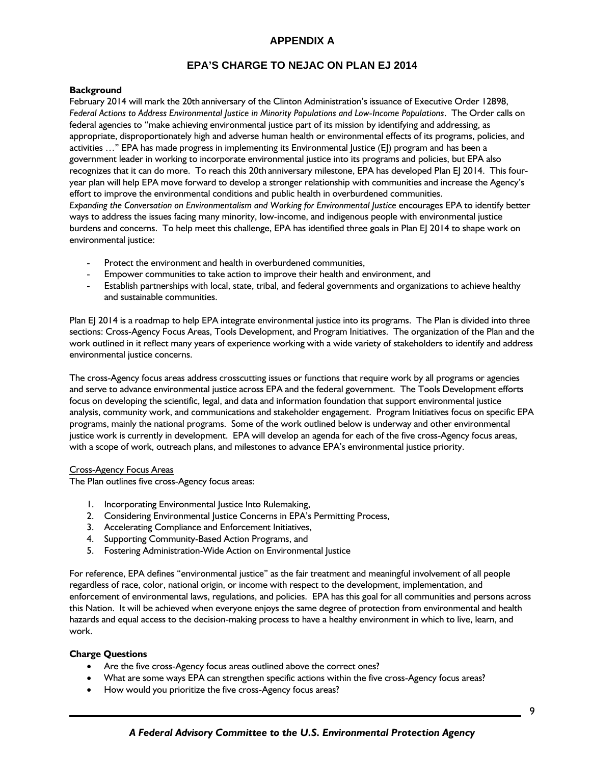# APPENDIX A

## EPA'S CHARGE TO NEJAC ON PLAN EJ 2014

**Background**

February 2014 will mark the 20th anniversary of the Clinton Administration's issuance of Executive Order 12898, *Federal Actions to Address Environmental Justice in Minority Populations and Low-Income Populations*. The Order calls on federal agencies to "make achieving environmental justice part of its mission by identifying and addressing, as appropriate, disproportionately high and adverse human health or environmental effects of its programs, policies, and activities …" EPA has made progress in implementing its Environmental Justice (EJ) program and has been a government leader in working to incorporate environmental justice into its programs and policies, but EPA also recognizes that it can do more. To reach this 20th anniversary milestone, EPA has developed Plan EJ 2014. This four-year plan will help EPA move forward to develop a stronger relationship with communities and increase the Agency's effort to improve the environmental conditions and public health in overburdened communities. *Expanding the Conversation on Environmentalism and Working for Environmental Justice* encourages EPA to identify better ways to address the issues facing many minority, low-income, and indigenous people with environmental justice burdens and concerns. To help meet this challenge, EPA has identified three goals in Plan EJ 2014 to shape work on environmental justice:

- Protect the environment and health in overburdened communities,
- Empower communities to take action to improve their health and environment, and
- Establish partnerships with local, state, tribal, and federal governments and organizations to achieve healthy and sustainable communities.

Plan EJ 2014 is a roadmap to help EPA integrate environmental justice into its programs. The Plan is divided into three sections: Cross-Agency Focus Areas, Tools Development, and Program Initiatives. The organization of the Plan and the work outlined in it reflect many years of experience working with a wide variety of stakeholders to identify and address environmental justice concerns.

The cross-Agency focus areas address crosscutting issues or functions that require work by all programs or agencies and serve to advance environmental justice across EPA and the federal government. The Tools Development efforts focus on developing the scientific, legal, and data and information foundation that support environmental justice analysis, community work, and communications and stakeholder engagement. Program Initiatives focus on specific EPA programs, mainly the national programs. Some of the work outlined below is underway and other environmental justice work is currently in development. EPA will develop an agenda for each of the five cross-Agency focus areas, with a scope of work, outreach plans, and milestones to advance EPA's environmental justice priority.

<u>Cross-Agency Focus Areas</u>

The Plan outlines five cross-Agency focus areas:

1. Incorporating Environmental Justice Into Rulemaking,
2. Considering Environmental Justice Concerns in EPA's Permitting Process,
3. Accelerating Compliance and Enforcement Initiatives,
4. Supporting Community-Based Action Programs, and
5. Fostering Administration-Wide Action on Environmental Justice

For reference, EPA defines "environmental justice" as the fair treatment and meaningful involvement of all people regardless of race, color, national origin, or income with respect to the development, implementation, and enforcement of environmental laws, regulations, and policies. EPA has this goal for all communities and persons across this Nation. It will be achieved when everyone enjoys the same degree of protection from environmental and health hazards and equal access to the decision-making process to have a healthy environment in which to live, learn, and work.

**Charge Questions**

- Are the five cross-Agency focus areas outlined above the correct ones?
- What are some ways EPA can strengthen specific actions within the five cross-Agency focus areas?
- How would you prioritize the five cross-Agency focus areas?